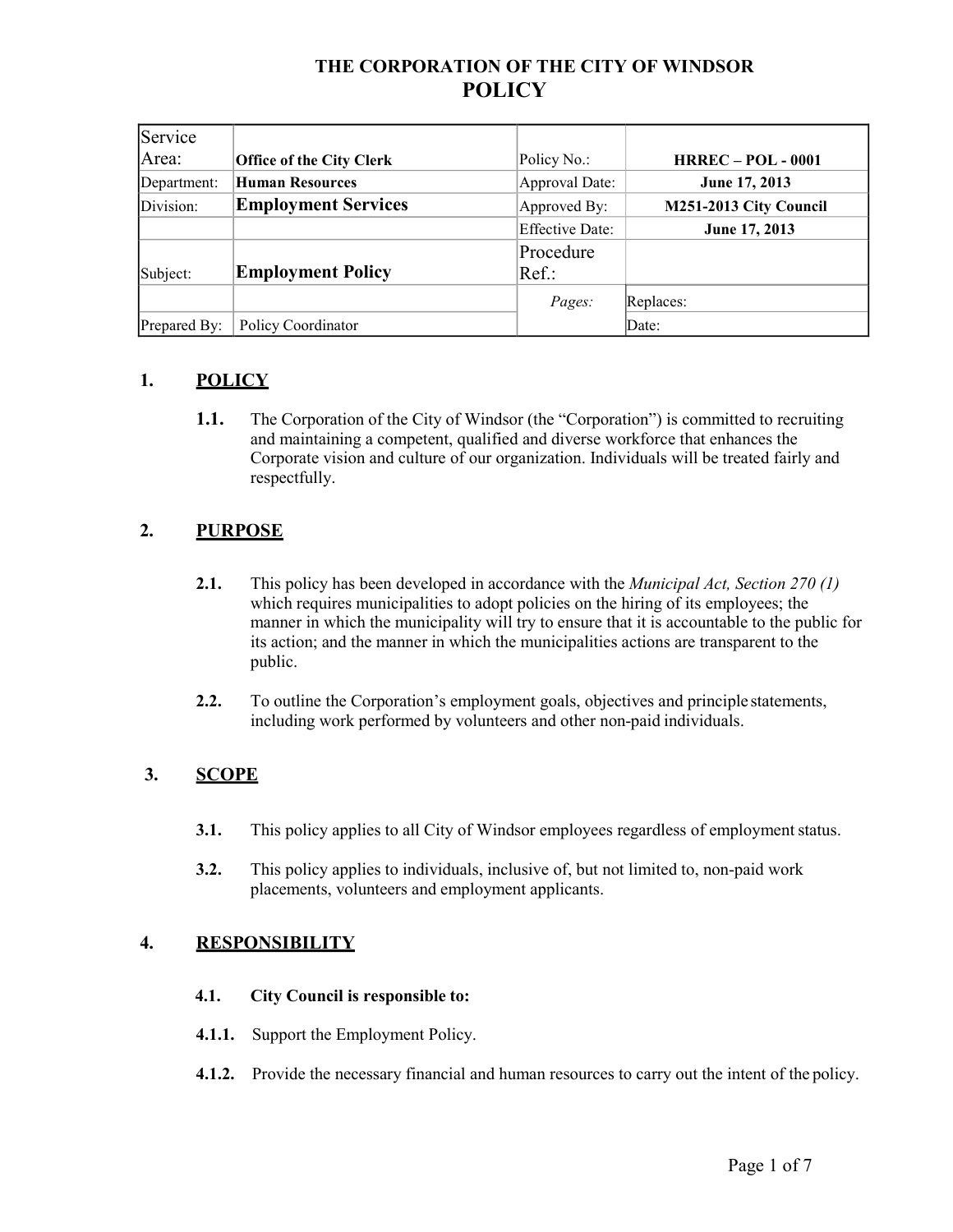# THE CORPORATION OF THE CITY OF WINDSOR
# POLICY

| Service Area: | Office of the City Clerk | Policy No.: | HRREC – POL - 0001 |
|---|---|---|---|
| Department: | Human Resources | Approval Date: | June 17, 2013 |
| Division: | Employment Services | Approved By: | M251-2013 City Council |
| | | Effective Date: | June 17, 2013 |
| Subject: | Employment Policy | Procedure Ref.: | |
| | | *Pages:* | Replaces: |
| Prepared By: | Policy Coordinator | | Date: |

## 1. POLICY

**1.1.** The Corporation of the City of Windsor (the "Corporation") is committed to recruiting and maintaining a competent, qualified and diverse workforce that enhances the Corporate vision and culture of our organization. Individuals will be treated fairly and respectfully.

## 2. PURPOSE

**2.1.** This policy has been developed in accordance with the *Municipal Act, Section 270 (1)* which requires municipalities to adopt policies on the hiring of its employees; the manner in which the municipality will try to ensure that it is accountable to the public for its action; and the manner in which the municipalities actions are transparent to the public.

**2.2.** To outline the Corporation's employment goals, objectives and principle statements, including work performed by volunteers and other non-paid individuals.

## 3. SCOPE

**3.1.** This policy applies to all City of Windsor employees regardless of employment status.

**3.2.** This policy applies to individuals, inclusive of, but not limited to, non-paid work placements, volunteers and employment applicants.

## 4. RESPONSIBILITY

**4.1. City Council is responsible to:**

**4.1.1.** Support the Employment Policy.

**4.1.2.** Provide the necessary financial and human resources to carry out the intent of the policy.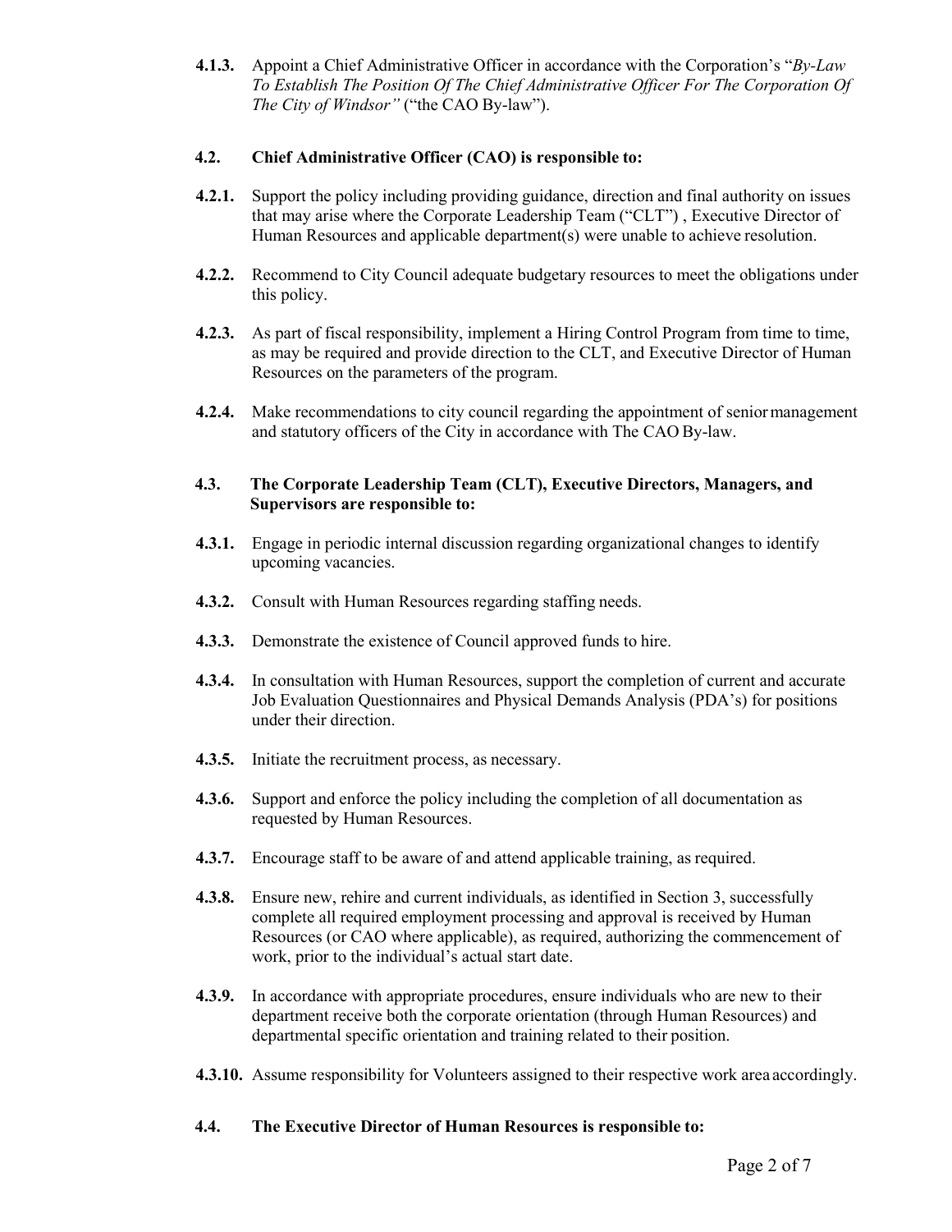**4.1.3.** Appoint a Chief Administrative Officer in accordance with the Corporation's "*By-Law To Establish The Position Of The Chief Administrative Officer For The Corporation Of The City of Windsor"* ("the CAO By-law").

**4.2. Chief Administrative Officer (CAO) is responsible to:**

**4.2.1.** Support the policy including providing guidance, direction and final authority on issues that may arise where the Corporate Leadership Team ("CLT") , Executive Director of Human Resources and applicable department(s) were unable to achieve resolution.

**4.2.2.** Recommend to City Council adequate budgetary resources to meet the obligations under this policy.

**4.2.3.** As part of fiscal responsibility, implement a Hiring Control Program from time to time, as may be required and provide direction to the CLT, and Executive Director of Human Resources on the parameters of the program.

**4.2.4.** Make recommendations to city council regarding the appointment of senior management and statutory officers of the City in accordance with The CAO By-law.

**4.3. The Corporate Leadership Team (CLT), Executive Directors, Managers, and Supervisors are responsible to:**

**4.3.1.** Engage in periodic internal discussion regarding organizational changes to identify upcoming vacancies.

**4.3.2.** Consult with Human Resources regarding staffing needs.

**4.3.3.** Demonstrate the existence of Council approved funds to hire.

**4.3.4.** In consultation with Human Resources, support the completion of current and accurate Job Evaluation Questionnaires and Physical Demands Analysis (PDA's) for positions under their direction.

**4.3.5.** Initiate the recruitment process, as necessary.

**4.3.6.** Support and enforce the policy including the completion of all documentation as requested by Human Resources.

**4.3.7.** Encourage staff to be aware of and attend applicable training, as required.

**4.3.8.** Ensure new, rehire and current individuals, as identified in Section 3, successfully complete all required employment processing and approval is received by Human Resources (or CAO where applicable), as required, authorizing the commencement of work, prior to the individual's actual start date.

**4.3.9.** In accordance with appropriate procedures, ensure individuals who are new to their department receive both the corporate orientation (through Human Resources) and departmental specific orientation and training related to their position.

**4.3.10.** Assume responsibility for Volunteers assigned to their respective work area accordingly.

**4.4. The Executive Director of Human Resources is responsible to:**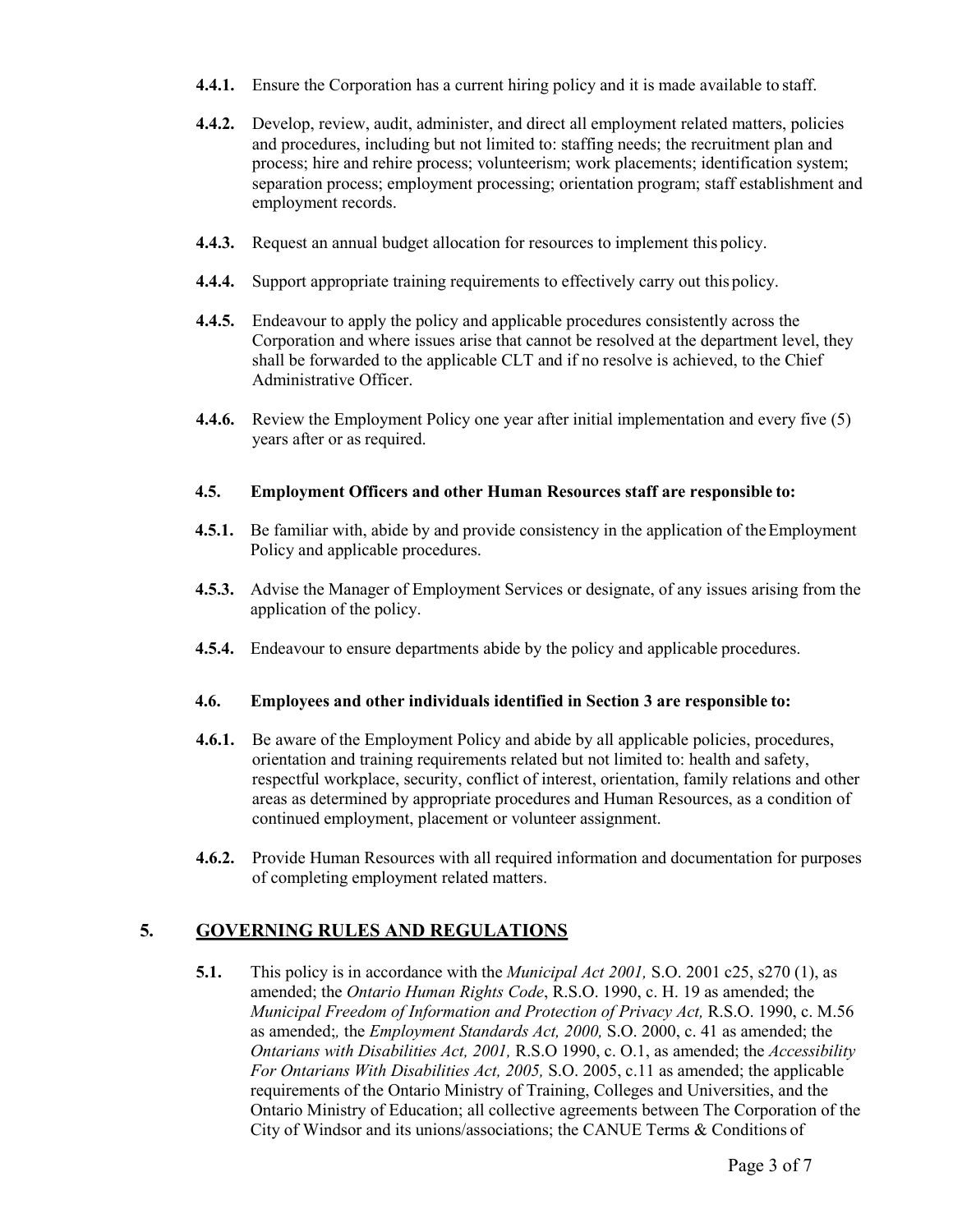**4.4.1.** Ensure the Corporation has a current hiring policy and it is made available to staff.

**4.4.2.** Develop, review, audit, administer, and direct all employment related matters, policies and procedures, including but not limited to: staffing needs; the recruitment plan and process; hire and rehire process; volunteerism; work placements; identification system; separation process; employment processing; orientation program; staff establishment and employment records.

**4.4.3.** Request an annual budget allocation for resources to implement this policy.

**4.4.4.** Support appropriate training requirements to effectively carry out this policy.

**4.4.5.** Endeavour to apply the policy and applicable procedures consistently across the Corporation and where issues arise that cannot be resolved at the department level, they shall be forwarded to the applicable CLT and if no resolve is achieved, to the Chief Administrative Officer.

**4.4.6.** Review the Employment Policy one year after initial implementation and every five (5) years after or as required.

**4.5. Employment Officers and other Human Resources staff are responsible to:**

**4.5.1.** Be familiar with, abide by and provide consistency in the application of the Employment Policy and applicable procedures.

**4.5.3.** Advise the Manager of Employment Services or designate, of any issues arising from the application of the policy.

**4.5.4.** Endeavour to ensure departments abide by the policy and applicable procedures.

**4.6. Employees and other individuals identified in Section 3 are responsible to:**

**4.6.1.** Be aware of the Employment Policy and abide by all applicable policies, procedures, orientation and training requirements related but not limited to: health and safety, respectful workplace, security, conflict of interest, orientation, family relations and other areas as determined by appropriate procedures and Human Resources, as a condition of continued employment, placement or volunteer assignment.

**4.6.2.** Provide Human Resources with all required information and documentation for purposes of completing employment related matters.

## 5. GOVERNING RULES AND REGULATIONS

**5.1.** This policy is in accordance with the *Municipal Act 2001,* S.O. 2001 c25, s270 (1), as amended; the *Ontario Human Rights Code*, R.S.O. 1990, c. H. 19 as amended; the *Municipal Freedom of Information and Protection of Privacy Act,* R.S.O. 1990, c. M.56 as amended;, the *Employment Standards Act, 2000,* S.O. 2000, c. 41 as amended; the *Ontarians with Disabilities Act, 2001,* R.S.O 1990, c. O.1, as amended; the *Accessibility For Ontarians With Disabilities Act, 2005,* S.O. 2005, c.11 as amended; the applicable requirements of the Ontario Ministry of Training, Colleges and Universities, and the Ontario Ministry of Education; all collective agreements between The Corporation of the City of Windsor and its unions/associations; the CANUE Terms & Conditions of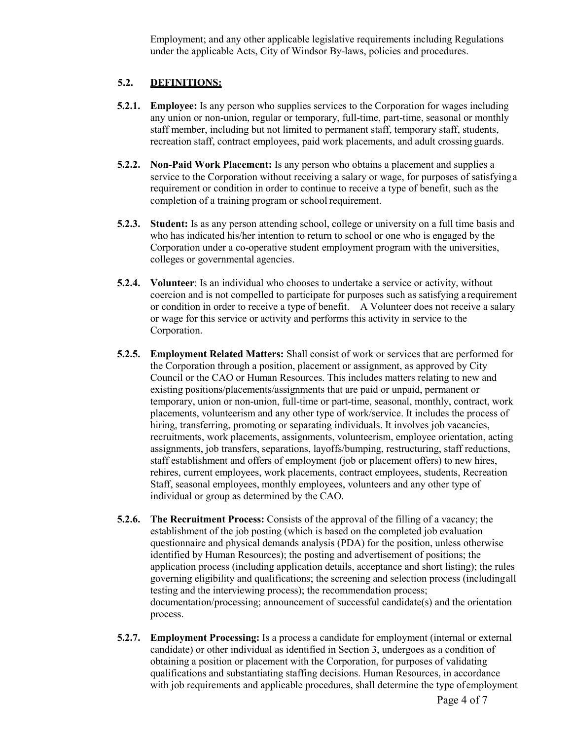Employment; and any other applicable legislative requirements including Regulations under the applicable Acts, City of Windsor By-laws, policies and procedures.

## 5.2. DEFINITIONS:

**5.2.1. Employee:** Is any person who supplies services to the Corporation for wages including any union or non-union, regular or temporary, full-time, part-time, seasonal or monthly staff member, including but not limited to permanent staff, temporary staff, students, recreation staff, contract employees, paid work placements, and adult crossing guards.

**5.2.2. Non-Paid Work Placement:** Is any person who obtains a placement and supplies a service to the Corporation without receiving a salary or wage, for purposes of satisfying a requirement or condition in order to continue to receive a type of benefit, such as the completion of a training program or school requirement.

**5.2.3. Student:** Is as any person attending school, college or university on a full time basis and who has indicated his/her intention to return to school or one who is engaged by the Corporation under a co-operative student employment program with the universities, colleges or governmental agencies.

**5.2.4. Volunteer**: Is an individual who chooses to undertake a service or activity, without coercion and is not compelled to participate for purposes such as satisfying a requirement or condition in order to receive a type of benefit. A Volunteer does not receive a salary or wage for this service or activity and performs this activity in service to the Corporation.

**5.2.5. Employment Related Matters:** Shall consist of work or services that are performed for the Corporation through a position, placement or assignment, as approved by City Council or the CAO or Human Resources. This includes matters relating to new and existing positions/placements/assignments that are paid or unpaid, permanent or temporary, union or non-union, full-time or part-time, seasonal, monthly, contract, work placements, volunteerism and any other type of work/service. It includes the process of hiring, transferring, promoting or separating individuals. It involves job vacancies, recruitments, work placements, assignments, volunteerism, employee orientation, acting assignments, job transfers, separations, layoffs/bumping, restructuring, staff reductions, staff establishment and offers of employment (job or placement offers) to new hires, rehires, current employees, work placements, contract employees, students, Recreation Staff, seasonal employees, monthly employees, volunteers and any other type of individual or group as determined by the CAO.

**5.2.6. The Recruitment Process:** Consists of the approval of the filling of a vacancy; the establishment of the job posting (which is based on the completed job evaluation questionnaire and physical demands analysis (PDA) for the position, unless otherwise identified by Human Resources); the posting and advertisement of positions; the application process (including application details, acceptance and short listing); the rules governing eligibility and qualifications; the screening and selection process (including all testing and the interviewing process); the recommendation process; documentation/processing; announcement of successful candidate(s) and the orientation process.

**5.2.7. Employment Processing:** Is a process a candidate for employment (internal or external candidate) or other individual as identified in Section 3, undergoes as a condition of obtaining a position or placement with the Corporation, for purposes of validating qualifications and substantiating staffing decisions. Human Resources, in accordance with job requirements and applicable procedures, shall determine the type of employment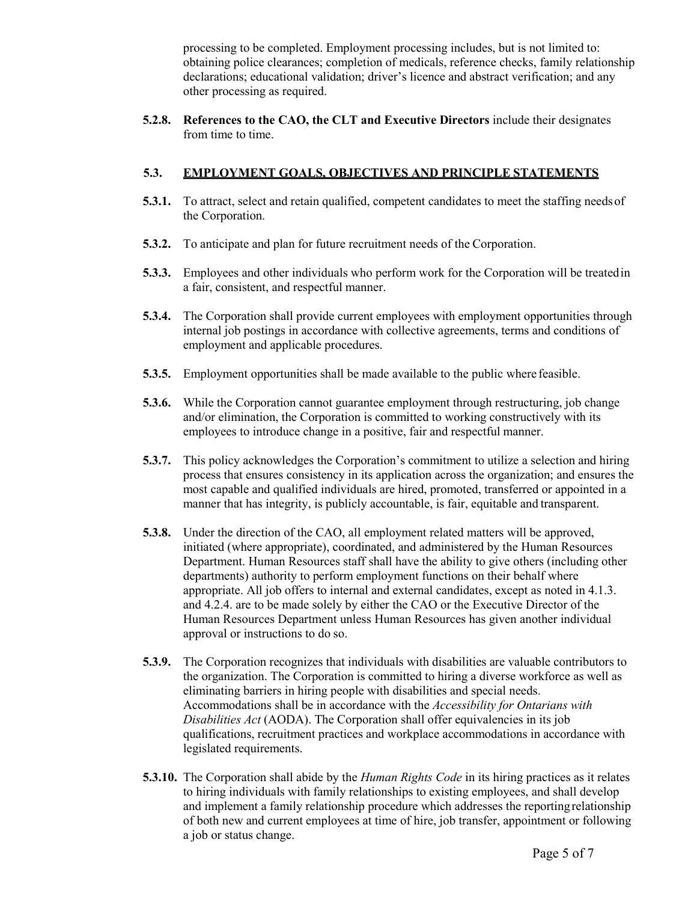processing to be completed. Employment processing includes, but is not limited to: obtaining police clearances; completion of medicals, reference checks, family relationship declarations; educational validation; driver's licence and abstract verification; and any other processing as required.

**5.2.8. References to the CAO, the CLT and Executive Directors** include their designates from time to time.

## 5.3. EMPLOYMENT GOALS, OBJECTIVES AND PRINCIPLE STATEMENTS

**5.3.1.** To attract, select and retain qualified, competent candidates to meet the staffing needs of the Corporation.

**5.3.2.** To anticipate and plan for future recruitment needs of the Corporation.

**5.3.3.** Employees and other individuals who perform work for the Corporation will be treated in a fair, consistent, and respectful manner.

**5.3.4.** The Corporation shall provide current employees with employment opportunities through internal job postings in accordance with collective agreements, terms and conditions of employment and applicable procedures.

**5.3.5.** Employment opportunities shall be made available to the public where feasible.

**5.3.6.** While the Corporation cannot guarantee employment through restructuring, job change and/or elimination, the Corporation is committed to working constructively with its employees to introduce change in a positive, fair and respectful manner.

**5.3.7.** This policy acknowledges the Corporation's commitment to utilize a selection and hiring process that ensures consistency in its application across the organization; and ensures the most capable and qualified individuals are hired, promoted, transferred or appointed in a manner that has integrity, is publicly accountable, is fair, equitable and transparent.

**5.3.8.** Under the direction of the CAO, all employment related matters will be approved, initiated (where appropriate), coordinated, and administered by the Human Resources Department. Human Resources staff shall have the ability to give others (including other departments) authority to perform employment functions on their behalf where appropriate. All job offers to internal and external candidates, except as noted in 4.1.3. and 4.2.4. are to be made solely by either the CAO or the Executive Director of the Human Resources Department unless Human Resources has given another individual approval or instructions to do so.

**5.3.9.** The Corporation recognizes that individuals with disabilities are valuable contributors to the organization. The Corporation is committed to hiring a diverse workforce as well as eliminating barriers in hiring people with disabilities and special needs. Accommodations shall be in accordance with the *Accessibility for Ontarians with Disabilities Act* (AODA). The Corporation shall offer equivalencies in its job qualifications, recruitment practices and workplace accommodations in accordance with legislated requirements.

**5.3.10.** The Corporation shall abide by the *Human Rights Code* in its hiring practices as it relates to hiring individuals with family relationships to existing employees, and shall develop and implement a family relationship procedure which addresses the reporting relationship of both new and current employees at time of hire, job transfer, appointment or following a job or status change.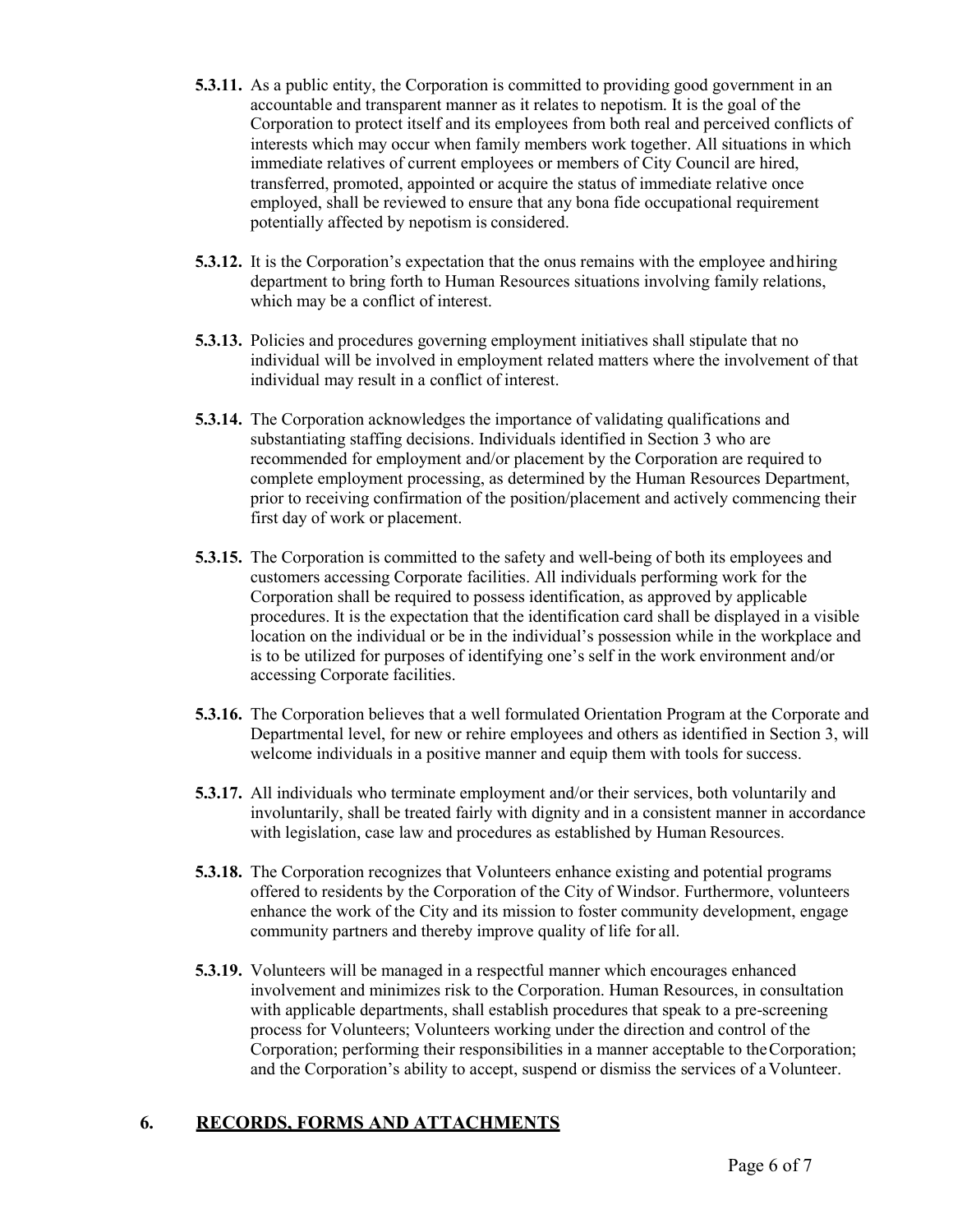**5.3.11.** As a public entity, the Corporation is committed to providing good government in an accountable and transparent manner as it relates to nepotism. It is the goal of the Corporation to protect itself and its employees from both real and perceived conflicts of interests which may occur when family members work together. All situations in which immediate relatives of current employees or members of City Council are hired, transferred, promoted, appointed or acquire the status of immediate relative once employed, shall be reviewed to ensure that any bona fide occupational requirement potentially affected by nepotism is considered.

**5.3.12.** It is the Corporation's expectation that the onus remains with the employee and hiring department to bring forth to Human Resources situations involving family relations, which may be a conflict of interest.

**5.3.13.** Policies and procedures governing employment initiatives shall stipulate that no individual will be involved in employment related matters where the involvement of that individual may result in a conflict of interest.

**5.3.14.** The Corporation acknowledges the importance of validating qualifications and substantiating staffing decisions. Individuals identified in Section 3 who are recommended for employment and/or placement by the Corporation are required to complete employment processing, as determined by the Human Resources Department, prior to receiving confirmation of the position/placement and actively commencing their first day of work or placement.

**5.3.15.** The Corporation is committed to the safety and well-being of both its employees and customers accessing Corporate facilities. All individuals performing work for the Corporation shall be required to possess identification, as approved by applicable procedures. It is the expectation that the identification card shall be displayed in a visible location on the individual or be in the individual's possession while in the workplace and is to be utilized for purposes of identifying one's self in the work environment and/or accessing Corporate facilities.

**5.3.16.** The Corporation believes that a well formulated Orientation Program at the Corporate and Departmental level, for new or rehire employees and others as identified in Section 3, will welcome individuals in a positive manner and equip them with tools for success.

**5.3.17.** All individuals who terminate employment and/or their services, both voluntarily and involuntarily, shall be treated fairly with dignity and in a consistent manner in accordance with legislation, case law and procedures as established by Human Resources.

**5.3.18.** The Corporation recognizes that Volunteers enhance existing and potential programs offered to residents by the Corporation of the City of Windsor. Furthermore, volunteers enhance the work of the City and its mission to foster community development, engage community partners and thereby improve quality of life for all.

**5.3.19.** Volunteers will be managed in a respectful manner which encourages enhanced involvement and minimizes risk to the Corporation. Human Resources, in consultation with applicable departments, shall establish procedures that speak to a pre-screening process for Volunteers; Volunteers working under the direction and control of the Corporation; performing their responsibilities in a manner acceptable to the Corporation; and the Corporation's ability to accept, suspend or dismiss the services of a Volunteer.

## 6. RECORDS, FORMS AND ATTACHMENTS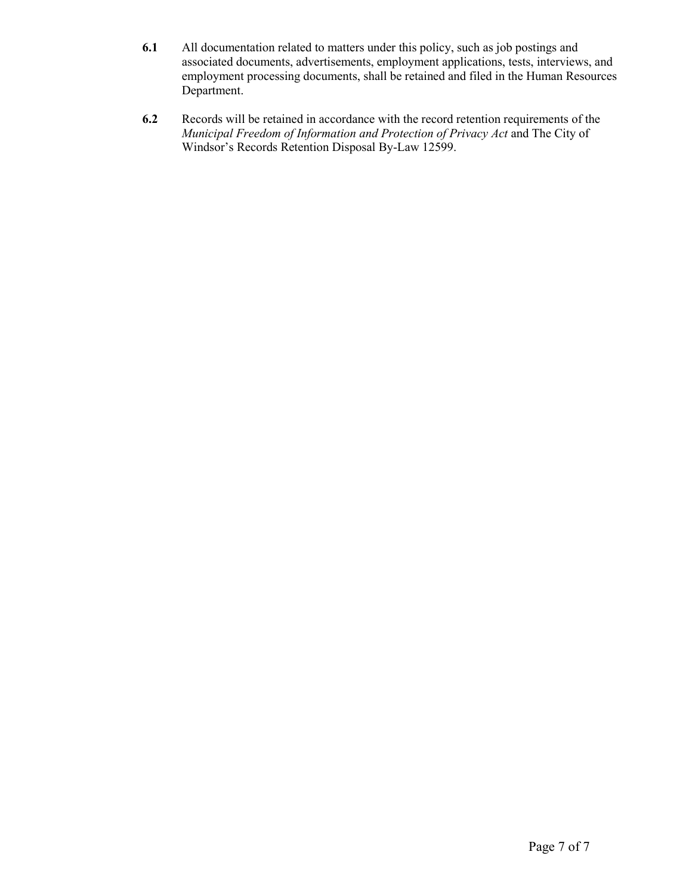**6.1** All documentation related to matters under this policy, such as job postings and associated documents, advertisements, employment applications, tests, interviews, and employment processing documents, shall be retained and filed in the Human Resources Department.

**6.2** Records will be retained in accordance with the record retention requirements of the *Municipal Freedom of Information and Protection of Privacy Act* and The City of Windsor's Records Retention Disposal By-Law 12599.